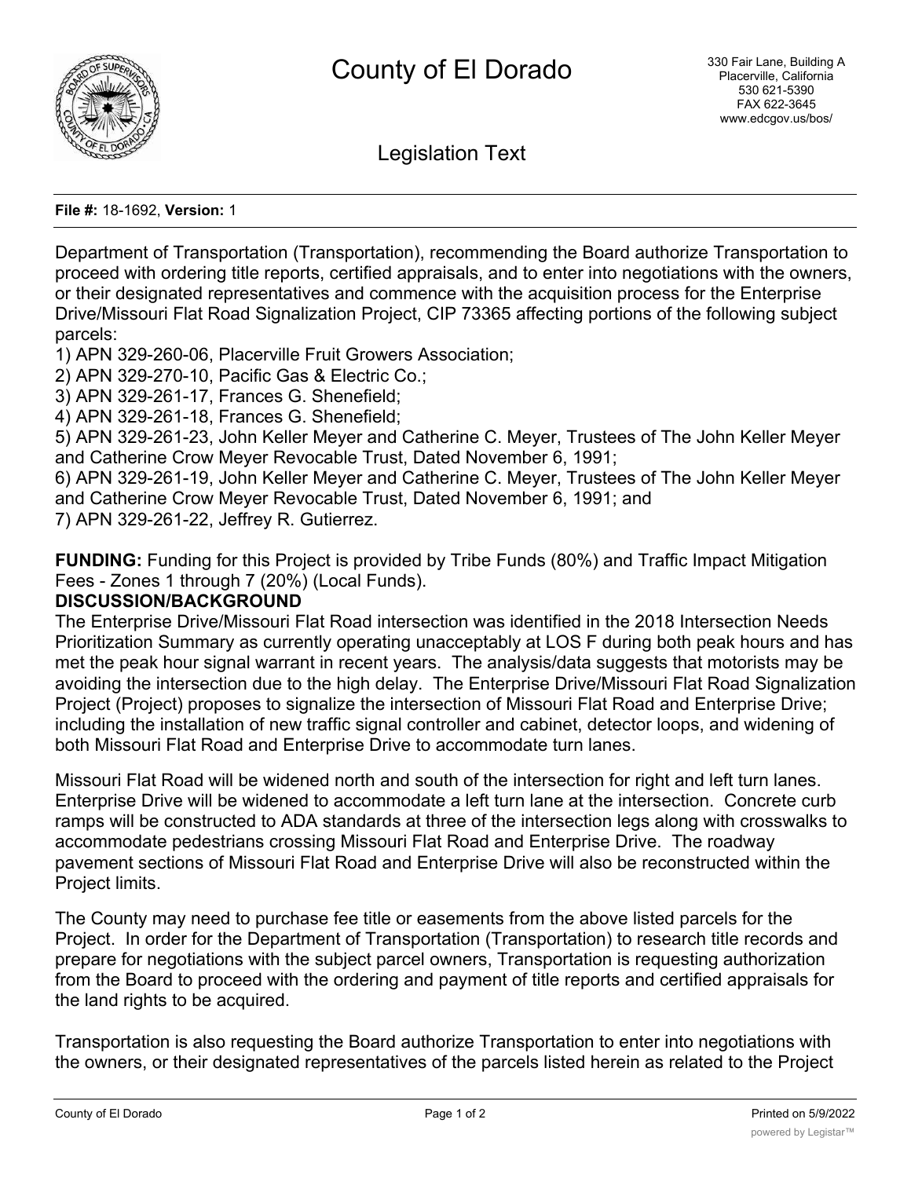# County of El Dorado

330 Fair Lane, Building A
Placerville, California
530 621-5390
FAX 622-3645
www.edcgov.us/bos/

## Legislation Text

**File #:** 18-1692, **Version:** 1

Department of Transportation (Transportation), recommending the Board authorize Transportation to proceed with ordering title reports, certified appraisals, and to enter into negotiations with the owners, or their designated representatives and commence with the acquisition process for the Enterprise Drive/Missouri Flat Road Signalization Project, CIP 73365 affecting portions of the following subject parcels:

1) APN 329-260-06, Placerville Fruit Growers Association;
2) APN 329-270-10, Pacific Gas & Electric Co.;
3) APN 329-261-17, Frances G. Shenefield;
4) APN 329-261-18, Frances G. Shenefield;
5) APN 329-261-23, John Keller Meyer and Catherine C. Meyer, Trustees of The John Keller Meyer and Catherine Crow Meyer Revocable Trust, Dated November 6, 1991;
6) APN 329-261-19, John Keller Meyer and Catherine C. Meyer, Trustees of The John Keller Meyer and Catherine Crow Meyer Revocable Trust, Dated November 6, 1991; and
7) APN 329-261-22, Jeffrey R. Gutierrez.

**FUNDING:** Funding for this Project is provided by Tribe Funds (80%) and Traffic Impact Mitigation Fees - Zones 1 through 7 (20%) (Local Funds).

**DISCUSSION/BACKGROUND**

The Enterprise Drive/Missouri Flat Road intersection was identified in the 2018 Intersection Needs Prioritization Summary as currently operating unacceptably at LOS F during both peak hours and has met the peak hour signal warrant in recent years. The analysis/data suggests that motorists may be avoiding the intersection due to the high delay. The Enterprise Drive/Missouri Flat Road Signalization Project (Project) proposes to signalize the intersection of Missouri Flat Road and Enterprise Drive; including the installation of new traffic signal controller and cabinet, detector loops, and widening of both Missouri Flat Road and Enterprise Drive to accommodate turn lanes.

Missouri Flat Road will be widened north and south of the intersection for right and left turn lanes. Enterprise Drive will be widened to accommodate a left turn lane at the intersection. Concrete curb ramps will be constructed to ADA standards at three of the intersection legs along with crosswalks to accommodate pedestrians crossing Missouri Flat Road and Enterprise Drive. The roadway pavement sections of Missouri Flat Road and Enterprise Drive will also be reconstructed within the Project limits.

The County may need to purchase fee title or easements from the above listed parcels for the Project. In order for the Department of Transportation (Transportation) to research title records and prepare for negotiations with the subject parcel owners, Transportation is requesting authorization from the Board to proceed with the ordering and payment of title reports and certified appraisals for the land rights to be acquired.

Transportation is also requesting the Board authorize Transportation to enter into negotiations with the owners, or their designated representatives of the parcels listed herein as related to the Project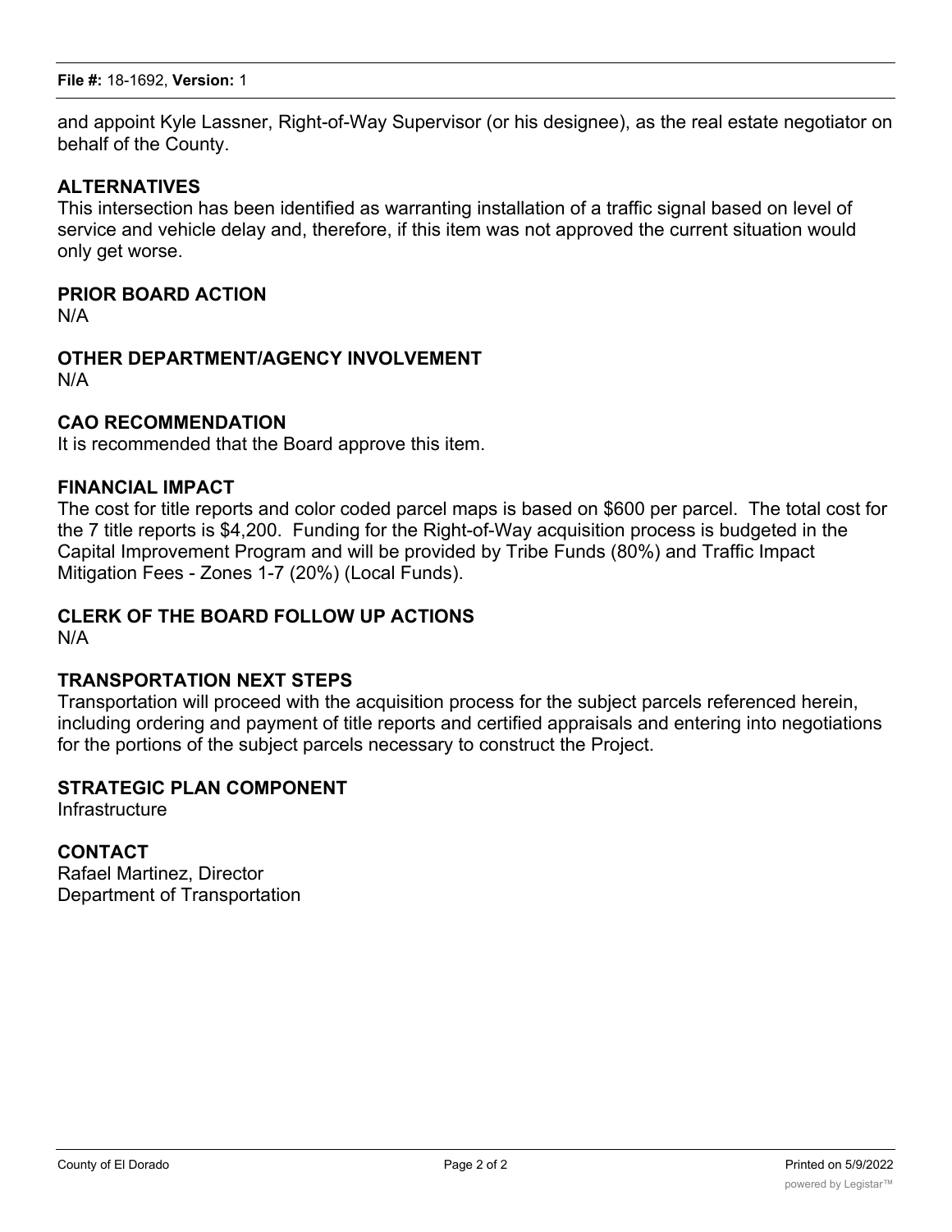and appoint Kyle Lassner, Right-of-Way Supervisor (or his designee), as the real estate negotiator on behalf of the County.

## ALTERNATIVES

This intersection has been identified as warranting installation of a traffic signal based on level of service and vehicle delay and, therefore, if this item was not approved the current situation would only get worse.

## PRIOR BOARD ACTION

N/A

## OTHER DEPARTMENT/AGENCY INVOLVEMENT

N/A

## CAO RECOMMENDATION

It is recommended that the Board approve this item.

## FINANCIAL IMPACT

The cost for title reports and color coded parcel maps is based on $600 per parcel. The total cost for the 7 title reports is $4,200. Funding for the Right-of-Way acquisition process is budgeted in the Capital Improvement Program and will be provided by Tribe Funds (80%) and Traffic Impact Mitigation Fees - Zones 1-7 (20%) (Local Funds).

## CLERK OF THE BOARD FOLLOW UP ACTIONS

N/A

## TRANSPORTATION NEXT STEPS

Transportation will proceed with the acquisition process for the subject parcels referenced herein, including ordering and payment of title reports and certified appraisals and entering into negotiations for the portions of the subject parcels necessary to construct the Project.

## STRATEGIC PLAN COMPONENT

Infrastructure

## CONTACT

Rafael Martinez, Director
Department of Transportation